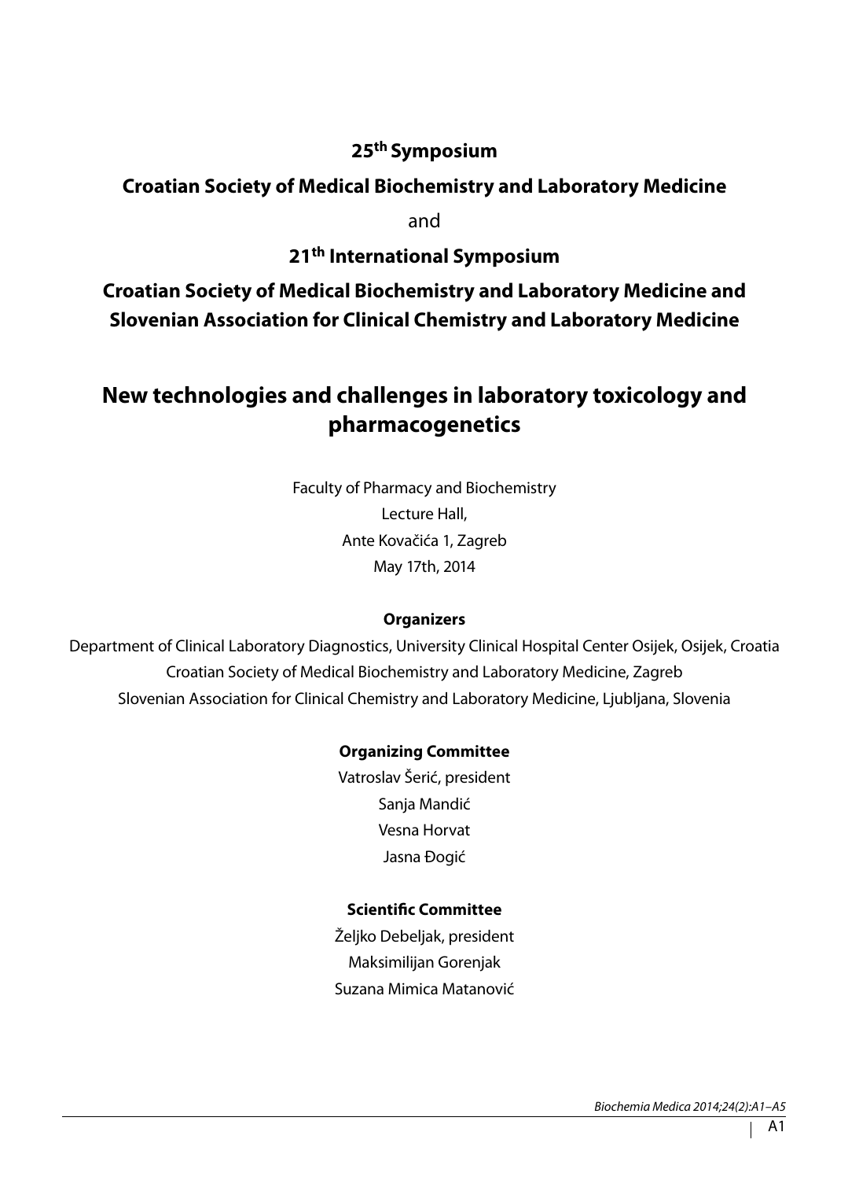**25th Symposium**

**Croatian Society of Medical Biochemistry and Laboratory Medicine**

and

**21th International Symposium**

**Croatian Society of Medical Biochemistry and Laboratory Medicine and Slovenian Association for Clinical Chemistry and Laboratory Medicine**

# New technologies and challenges in laboratory toxicology and pharmacogenetics

Faculty of Pharmacy and Biochemistry
Lecture Hall,
Ante Kovačića 1, Zagreb
May 17th, 2014

**Organizers**

Department of Clinical Laboratory Diagnostics, University Clinical Hospital Center Osijek, Osijek, Croatia
Croatian Society of Medical Biochemistry and Laboratory Medicine, Zagreb
Slovenian Association for Clinical Chemistry and Laboratory Medicine, Ljubljana, Slovenia

**Organizing Committee**

Vatroslav Šerić, president
Sanja Mandić
Vesna Horvat
Jasna Đogić

**Scientific Committee**

Željko Debeljak, president
Maksimilijan Gorenjak
Suzana Mimica Matanović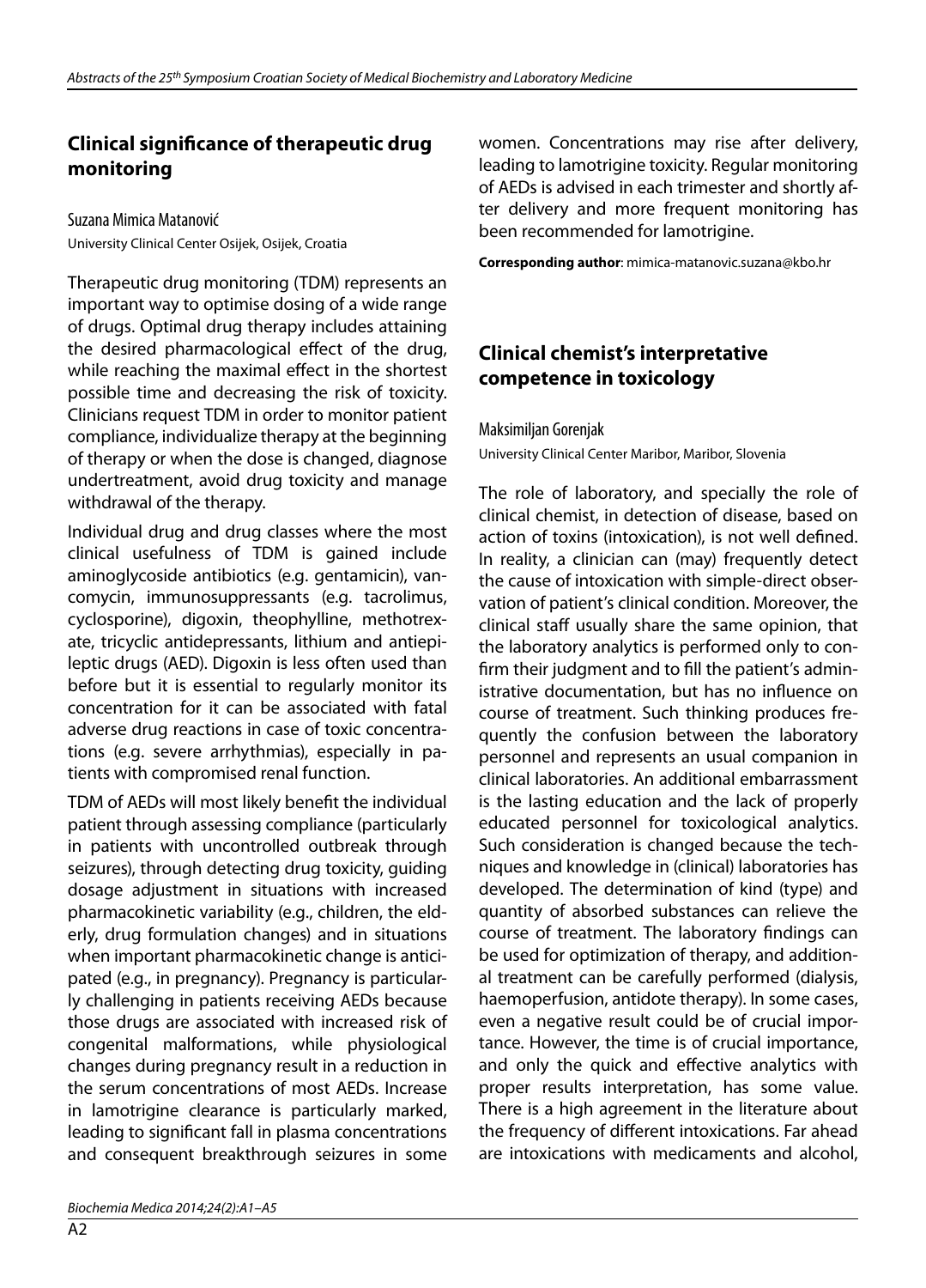## Clinical significance of therapeutic drug monitoring

Suzana Mimica Matanović

University Clinical Center Osijek, Osijek, Croatia

Therapeutic drug monitoring (TDM) represents an important way to optimise dosing of a wide range of drugs. Optimal drug therapy includes attaining the desired pharmacological effect of the drug, while reaching the maximal effect in the shortest possible time and decreasing the risk of toxicity. Clinicians request TDM in order to monitor patient compliance, individualize therapy at the beginning of therapy or when the dose is changed, diagnose undertreatment, avoid drug toxicity and manage withdrawal of the therapy.

Individual drug and drug classes where the most clinical usefulness of TDM is gained include aminoglycoside antibiotics (e.g. gentamicin), vancomycin, immunosuppressants (e.g. tacrolimus, cyclosporine), digoxin, theophylline, methotrexate, tricyclic antidepressants, lithium and antiepileptic drugs (AED). Digoxin is less often used than before but it is essential to regularly monitor its concentration for it can be associated with fatal adverse drug reactions in case of toxic concentrations (e.g. severe arrhythmias), especially in patients with compromised renal function.

TDM of AEDs will most likely benefit the individual patient through assessing compliance (particularly in patients with uncontrolled outbreak through seizures), through detecting drug toxicity, guiding dosage adjustment in situations with increased pharmacokinetic variability (e.g., children, the elderly, drug formulation changes) and in situations when important pharmacokinetic change is anticipated (e.g., in pregnancy). Pregnancy is particularly challenging in patients receiving AEDs because those drugs are associated with increased risk of congenital malformations, while physiological changes during pregnancy result in a reduction in the serum concentrations of most AEDs. Increase in lamotrigine clearance is particularly marked, leading to significant fall in plasma concentrations and consequent breakthrough seizures in some women. Concentrations may rise after delivery, leading to lamotrigine toxicity. Regular monitoring of AEDs is advised in each trimester and shortly after delivery and more frequent monitoring has been recommended for lamotrigine.

**Corresponding author**: mimica-matanovic.suzana@kbo.hr

## Clinical chemist's interpretative competence in toxicology

Maksimiljan Gorenjak

University Clinical Center Maribor, Maribor, Slovenia

The role of laboratory, and specially the role of clinical chemist, in detection of disease, based on action of toxins (intoxication), is not well defined. In reality, a clinician can (may) frequently detect the cause of intoxication with simple-direct observation of patient's clinical condition. Moreover, the clinical staff usually share the same opinion, that the laboratory analytics is performed only to confirm their judgment and to fill the patient's administrative documentation, but has no influence on course of treatment. Such thinking produces frequently the confusion between the laboratory personnel and represents an usual companion in clinical laboratories. An additional embarrassment is the lasting education and the lack of properly educated personnel for toxicological analytics. Such consideration is changed because the techniques and knowledge in (clinical) laboratories has developed. The determination of kind (type) and quantity of absorbed substances can relieve the course of treatment. The laboratory findings can be used for optimization of therapy, and additional treatment can be carefully performed (dialysis, haemoperfusion, antidote therapy). In some cases, even a negative result could be of crucial importance. However, the time is of crucial importance, and only the quick and effective analytics with proper results interpretation, has some value. There is a high agreement in the literature about the frequency of different intoxications. Far ahead are intoxications with medicaments and alcohol,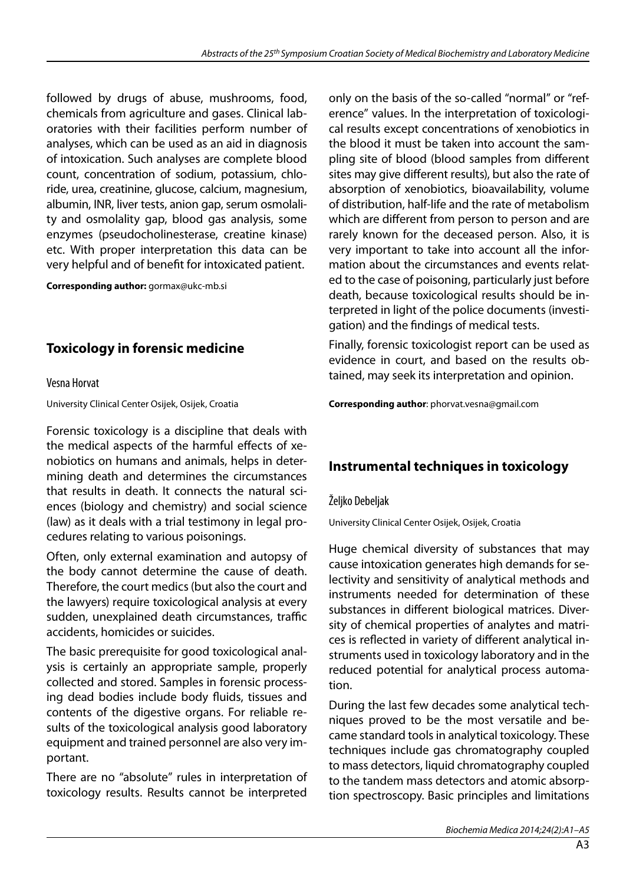followed by drugs of abuse, mushrooms, food, chemicals from agriculture and gases. Clinical laboratories with their facilities perform number of analyses, which can be used as an aid in diagnosis of intoxication. Such analyses are complete blood count, concentration of sodium, potassium, chloride, urea, creatinine, glucose, calcium, magnesium, albumin, INR, liver tests, anion gap, serum osmolality and osmolality gap, blood gas analysis, some enzymes (pseudocholinesterase, creatine kinase) etc. With proper interpretation this data can be very helpful and of benefit for intoxicated patient.

**Corresponding author:** gormax@ukc-mb.si

## Toxicology in forensic medicine

Vesna Horvat

University Clinical Center Osijek, Osijek, Croatia

Forensic toxicology is a discipline that deals with the medical aspects of the harmful effects of xenobiotics on humans and animals, helps in determining death and determines the circumstances that results in death. It connects the natural sciences (biology and chemistry) and social science (law) as it deals with a trial testimony in legal procedures relating to various poisonings.

Often, only external examination and autopsy of the body cannot determine the cause of death. Therefore, the court medics (but also the court and the lawyers) require toxicological analysis at every sudden, unexplained death circumstances, traffic accidents, homicides or suicides.

The basic prerequisite for good toxicological analysis is certainly an appropriate sample, properly collected and stored. Samples in forensic processing dead bodies include body fluids, tissues and contents of the digestive organs. For reliable results of the toxicological analysis good laboratory equipment and trained personnel are also very important.

There are no "absolute" rules in interpretation of toxicology results. Results cannot be interpreted only on the basis of the so-called "normal" or "reference" values. In the interpretation of toxicological results except concentrations of xenobiotics in the blood it must be taken into account the sampling site of blood (blood samples from different sites may give different results), but also the rate of absorption of xenobiotics, bioavailability, volume of distribution, half-life and the rate of metabolism which are different from person to person and are rarely known for the deceased person. Also, it is very important to take into account all the information about the circumstances and events related to the case of poisoning, particularly just before death, because toxicological results should be interpreted in light of the police documents (investigation) and the findings of medical tests.

Finally, forensic toxicologist report can be used as evidence in court, and based on the results obtained, may seek its interpretation and opinion.

**Corresponding author**: phorvat.vesna@gmail.com

## Instrumental techniques in toxicology

Željko Debeljak

University Clinical Center Osijek, Osijek, Croatia

Huge chemical diversity of substances that may cause intoxication generates high demands for selectivity and sensitivity of analytical methods and instruments needed for determination of these substances in different biological matrices. Diversity of chemical properties of analytes and matrices is reflected in variety of different analytical instruments used in toxicology laboratory and in the reduced potential for analytical process automation.

During the last few decades some analytical techniques proved to be the most versatile and became standard tools in analytical toxicology. These techniques include gas chromatography coupled to mass detectors, liquid chromatography coupled to the tandem mass detectors and atomic absorption spectroscopy. Basic principles and limitations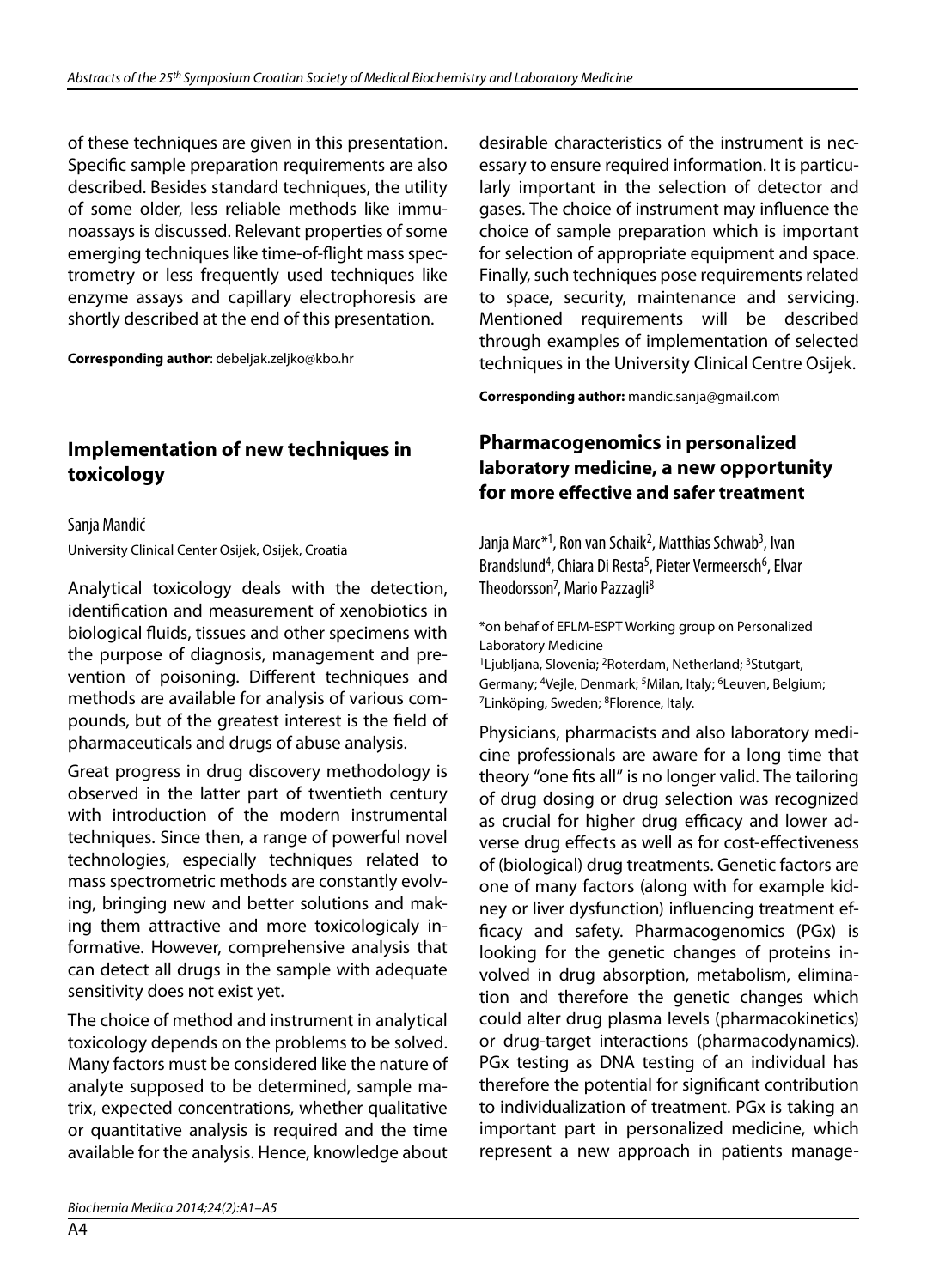of these techniques are given in this presentation. Specific sample preparation requirements are also described. Besides standard techniques, the utility of some older, less reliable methods like immunoassays is discussed. Relevant properties of some emerging techniques like time-of-flight mass spectrometry or less frequently used techniques like enzyme assays and capillary electrophoresis are shortly described at the end of this presentation.

**Corresponding author**: debeljak.zeljko@kbo.hr

## Implementation of new techniques in toxicology

Sanja Mandić

University Clinical Center Osijek, Osijek, Croatia

Analytical toxicology deals with the detection, identification and measurement of xenobiotics in biological fluids, tissues and other specimens with the purpose of diagnosis, management and prevention of poisoning. Different techniques and methods are available for analysis of various compounds, but of the greatest interest is the field of pharmaceuticals and drugs of abuse analysis.

Great progress in drug discovery methodology is observed in the latter part of twentieth century with introduction of the modern instrumental techniques. Since then, a range of powerful novel technologies, especially techniques related to mass spectrometric methods are constantly evolving, bringing new and better solutions and making them attractive and more toxicologicaly informative. However, comprehensive analysis that can detect all drugs in the sample with adequate sensitivity does not exist yet.

The choice of method and instrument in analytical toxicology depends on the problems to be solved. Many factors must be considered like the nature of analyte supposed to be determined, sample matrix, expected concentrations, whether qualitative or quantitative analysis is required and the time available for the analysis. Hence, knowledge about desirable characteristics of the instrument is necessary to ensure required information. It is particularly important in the selection of detector and gases. The choice of instrument may influence the choice of sample preparation which is important for selection of appropriate equipment and space. Finally, such techniques pose requirements related to space, security, maintenance and servicing. Mentioned requirements will be described through examples of implementation of selected techniques in the University Clinical Centre Osijek.

**Corresponding author:** mandic.sanja@gmail.com

## Pharmacogenomics in personalized laboratory medicine, a new opportunity for more effective and safer treatment

Janja Marc*[1], Ron van Schaik[2], Matthias Schwab[3], Ivan Brandslund[4], Chiara Di Resta[5], Pieter Vermeersch[6], Elvar Theodorsson[7], Mario Pazzagli[8]

*on behaf of EFLM-ESPT Working group on Personalized Laboratory Medicine
[1]Ljubljana, Slovenia; [2]Roterdam, Netherland; [3]Stutgart, Germany; [4]Vejle, Denmark; [5]Milan, Italy; [6]Leuven, Belgium; [7]Linköping, Sweden; [8]Florence, Italy.

Physicians, pharmacists and also laboratory medicine professionals are aware for a long time that theory "one fits all" is no longer valid. The tailoring of drug dosing or drug selection was recognized as crucial for higher drug efficacy and lower adverse drug effects as well as for cost-effectiveness of (biological) drug treatments. Genetic factors are one of many factors (along with for example kidney or liver dysfunction) influencing treatment efficacy and safety. Pharmacogenomics (PGx) is looking for the genetic changes of proteins involved in drug absorption, metabolism, elimination and therefore the genetic changes which could alter drug plasma levels (pharmacokinetics) or drug-target interactions (pharmacodynamics). PGx testing as DNA testing of an individual has therefore the potential for significant contribution to individualization of treatment. PGx is taking an important part in personalized medicine, which represent a new approach in patients manage-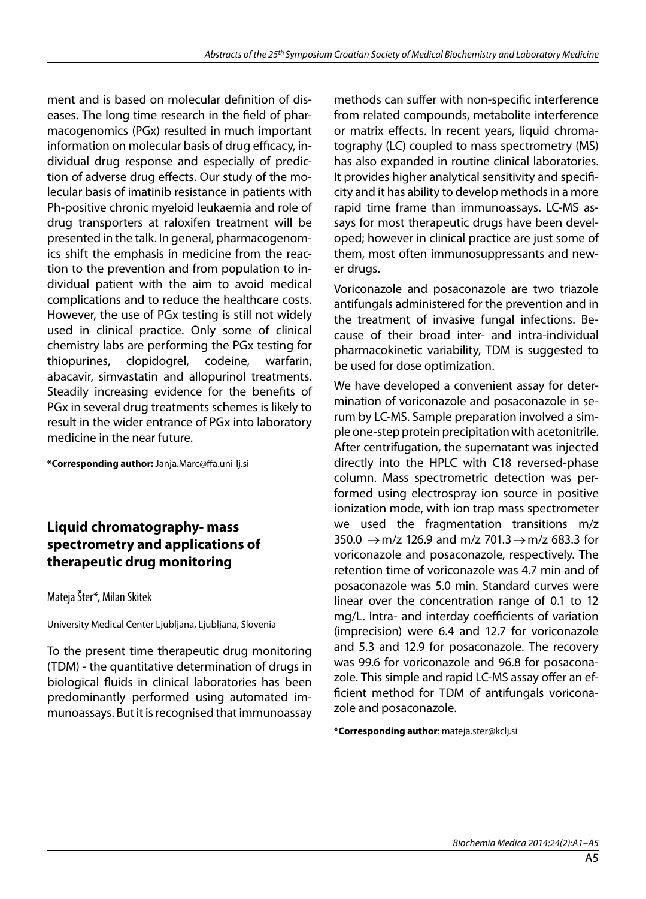ment and is based on molecular definition of diseases. The long time research in the field of pharmacogenomics (PGx) resulted in much important information on molecular basis of drug efficacy, individual drug response and especially of prediction of adverse drug effects. Our study of the molecular basis of imatinib resistance in patients with Ph-positive chronic myeloid leukaemia and role of drug transporters at raloxifen treatment will be presented in the talk. In general, pharmacogenomics shift the emphasis in medicine from the reaction to the prevention and from population to individual patient with the aim to avoid medical complications and to reduce the healthcare costs. However, the use of PGx testing is still not widely used in clinical practice. Only some of clinical chemistry labs are performing the PGx testing for thiopurines, clopidogrel, codeine, warfarin, abacavir, simvastatin and allopurinol treatments. Steadily increasing evidence for the benefits of PGx in several drug treatments schemes is likely to result in the wider entrance of PGx into laboratory medicine in the near future.

**\*Corresponding author:** Janja.Marc@ffa.uni-lj.si

## Liquid chromatography- mass spectrometry and applications of therapeutic drug monitoring

Mateja Šter\*, Milan Skitek

University Medical Center Ljubljana, Ljubljana, Slovenia

To the present time therapeutic drug monitoring (TDM) - the quantitative determination of drugs in biological fluids in clinical laboratories has been predominantly performed using automated immunoassays. But it is recognised that immunoassay methods can suffer with non-specific interference from related compounds, metabolite interference or matrix effects. In recent years, liquid chromatography (LC) coupled to mass spectrometry (MS) has also expanded in routine clinical laboratories. It provides higher analytical sensitivity and specificity and it has ability to develop methods in a more rapid time frame than immunoassays. LC-MS assays for most therapeutic drugs have been developed; however in clinical practice are just some of them, most often immunosuppressants and newer drugs.

Voriconazole and posaconazole are two triazole antifungals administered for the prevention and in the treatment of invasive fungal infections. Because of their broad inter- and intra-individual pharmacokinetic variability, TDM is suggested to be used for dose optimization.

We have developed a convenient assay for determination of voriconazole and posaconazole in serum by LC-MS. Sample preparation involved a simple one-step protein precipitation with acetonitrile. After centrifugation, the supernatant was injected directly into the HPLC with C18 reversed-phase column. Mass spectrometric detection was performed using electrospray ion source in positive ionization mode, with ion trap mass spectrometer we used the fragmentation transitions m/z 350.0 $\rightarrow$ m/z 126.9 and m/z 701.3 $\rightarrow$ m/z 683.3 for voriconazole and posaconazole, respectively. The retention time of voriconazole was 4.7 min and of posaconazole was 5.0 min. Standard curves were linear over the concentration range of 0.1 to 12 mg/L. Intra- and interday coefficients of variation (imprecision) were 6.4 and 12.7 for voriconazole and 5.3 and 12.9 for posaconazole. The recovery was 99.6 for voriconazole and 96.8 for posaconazole. This simple and rapid LC-MS assay offer an efficient method for TDM of antifungals voriconazole and posaconazole.

**\*Corresponding author**: mateja.ster@kclj.si